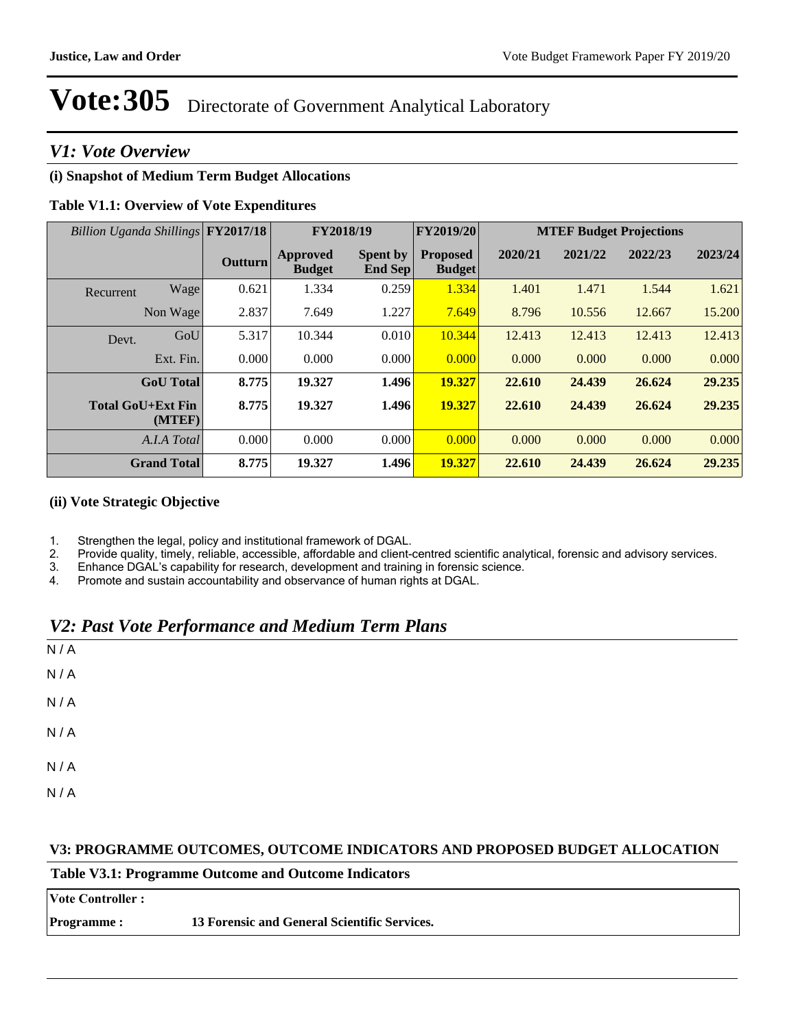# Vote:305 Directorate of Government Analytical Laboratory

## V1: Vote Overview

### (i) Snapshot of Medium Term Budget Allocations

**Table V1.1: Overview of Vote Expenditures**

| *Billion Uganda Shillings* | | FY2017/18 | FY2018/19 | | FY2019/20 | MTEF Budget Projections | | | |
|---|---|---|---|---|---|---|---|---|---|
| | | Outturn | Approved Budget | Spent by End Sep | Proposed Budget | 2020/21 | 2021/22 | 2022/23 | 2023/24 |
| Recurrent | Wage | 0.621 | 1.334 | 0.259 | 1.334 | 1.401 | 1.471 | 1.544 | 1.621 |
| | Non Wage | 2.837 | 7.649 | 1.227 | 7.649 | 8.796 | 10.556 | 12.667 | 15.200 |
| Devt. | GoU | 5.317 | 10.344 | 0.010 | 10.344 | 12.413 | 12.413 | 12.413 | 12.413 |
| | Ext. Fin. | 0.000 | 0.000 | 0.000 | 0.000 | 0.000 | 0.000 | 0.000 | 0.000 |
| **GoU Total** | | **8.775** | **19.327** | **1.496** | **19.327** | **22.610** | **24.439** | **26.624** | **29.235** |
| **Total GoU+Ext Fin (MTEF)** | | **8.775** | **19.327** | **1.496** | **19.327** | **22.610** | **24.439** | **26.624** | **29.235** |
| *A.I.A Total* | | 0.000 | 0.000 | 0.000 | 0.000 | 0.000 | 0.000 | 0.000 | 0.000 |
| **Grand Total** | | **8.775** | **19.327** | **1.496** | **19.327** | **22.610** | **24.439** | **26.624** | **29.235** |

### (ii) Vote Strategic Objective

1. Strengthen the legal, policy and institutional framework of DGAL.
2. Provide quality, timely, reliable, accessible, affordable and client-centred scientific analytical, forensic and advisory services.
3. Enhance DGAL's capability for research, development and training in forensic science.
4. Promote and sustain accountability and observance of human rights at DGAL.

## V2: Past Vote Performance and Medium Term Plans

N / A

N / A

N / A

N / A

N / A

N / A

### V3: PROGRAMME OUTCOMES, OUTCOME INDICATORS AND PROPOSED BUDGET ALLOCATION

**Table V3.1: Programme Outcome and Outcome Indicators**

| | |
|---|---|
| **Vote Controller :** | |
| **Programme :** | **13 Forensic and General Scientific Services.** |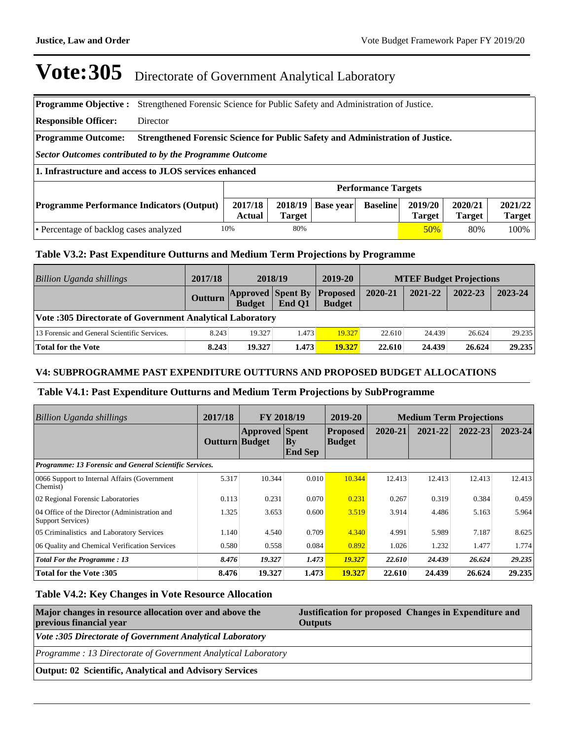# Vote:305 Directorate of Government Analytical Laboratory

**Programme Objective :** Strengthened Forensic Science for Public Safety and Administration of Justice.

**Responsible Officer:** Director

**Programme Outcome:** **Strengthened Forensic Science for Public Safety and Administration of Justice.**

***Sector Outcomes contributed to by the Programme Outcome***

**1. Infrastructure and access to JLOS services enhanced**

| | Performance Targets | | | | | | |
|---|---|---|---|---|---|---|---|
| **Programme Performance Indicators (Output)** | **2017/18 Actual** | **2018/19 Target** | **Base year** | **Baseline** | **2019/20 Target** | **2020/21 Target** | **2021/22 Target** |
| • Percentage of backlog cases analyzed | 10% | 80% | | | 50% | 80% | 100% |

### Table V3.2: Past Expenditure Outturns and Medium Term Projections by Programme

| *Billion Uganda shillings* | 2017/18 | 2018/19 | | 2019-20 | MTEF Budget Projections | | | |
|---|---|---|---|---|---|---|---|---|
| | **Outturn** | **Approved Budget** | **Spent By End Q1** | **Proposed Budget** | **2020-21** | **2021-22** | **2022-23** | **2023-24** |
| **Vote :305 Directorate of Government Analytical Laboratory** | | | | | | | | |
| 13 Forensic and General Scientific Services. | 8.243 | 19.327 | 1.473 | 19.327 | 22.610 | 24.439 | 26.624 | 29.235 |
| **Total for the Vote** | **8.243** | **19.327** | **1.473** | **19.327** | **22.610** | **24.439** | **26.624** | **29.235** |

## V4: SUBPROGRAMME PAST EXPENDITURE OUTTURNS AND PROPOSED BUDGET ALLOCATIONS

### Table V4.1: Past Expenditure Outturns and Medium Term Projections by SubProgramme

| *Billion Uganda shillings* | 2017/18 | FY 2018/19 | | 2019-20 | Medium Term Projections | | | |
|---|---|---|---|---|---|---|---|---|
| | **Outturn** | **Approved Budget** | **Spent By End Sep** | **Proposed Budget** | **2020-21** | **2021-22** | **2022-23** | **2023-24** |
| ***Programme: 13 Forensic and General Scientific Services.*** | | | | | | | | |
| 0066 Support to Internal Affairs (Government Chemist) | 5.317 | 10.344 | 0.010 | 10.344 | 12.413 | 12.413 | 12.413 | 12.413 |
| 02 Regional Forensic Laboratories | 0.113 | 0.231 | 0.070 | 0.231 | 0.267 | 0.319 | 0.384 | 0.459 |
| 04 Office of the Director (Administration and Support Services) | 1.325 | 3.653 | 0.600 | 3.519 | 3.914 | 4.486 | 5.163 | 5.964 |
| 05 Criminalistics and Laboratory Services | 1.140 | 4.540 | 0.709 | 4.340 | 4.991 | 5.989 | 7.187 | 8.625 |
| 06 Quality and Chemical Verification Services | 0.580 | 0.558 | 0.084 | 0.892 | 1.026 | 1.232 | 1.477 | 1.774 |
| ***Total For the Programme : 13*** | ***8.476*** | ***19.327*** | ***1.473*** | ***19.327*** | ***22.610*** | ***24.439*** | ***26.624*** | ***29.235*** |
| **Total for the Vote :305** | **8.476** | **19.327** | **1.473** | **19.327** | **22.610** | **24.439** | **26.624** | **29.235** |

### Table V4.2: Key Changes in Vote Resource Allocation

| Major changes in resource allocation over and above the previous financial year | Justification for proposed Changes in Expenditure and Outputs |
|---|---|
| ***Vote :305 Directorate of Government Analytical Laboratory*** | |
| *Programme : 13 Directorate of Government Analytical Laboratory* | |
| **Output: 02 Scientific, Analytical and Advisory Services** | |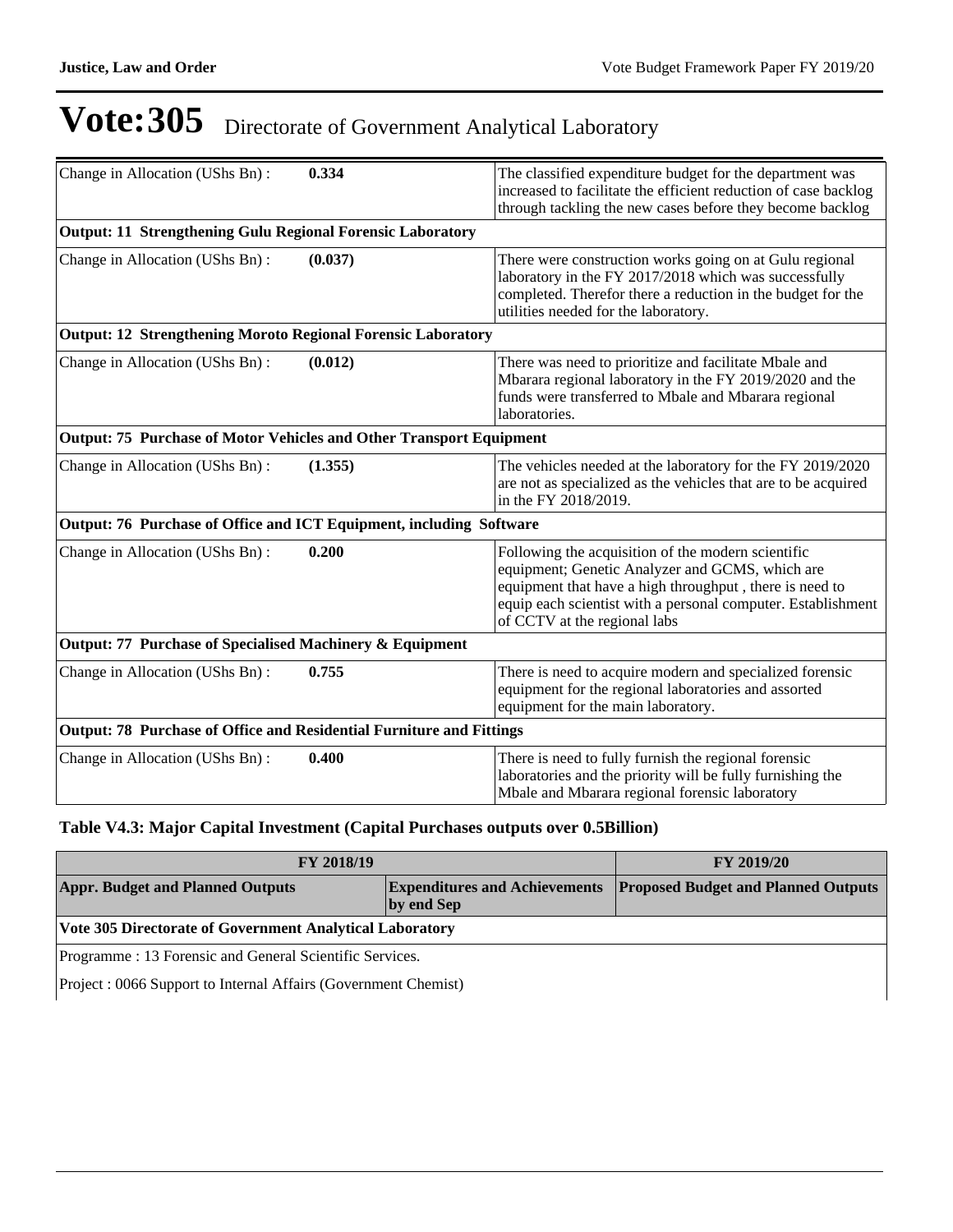# Vote:305 Directorate of Government Analytical Laboratory

| | | |
|---|---|---|
| Change in Allocation (UShs Bn) : | **0.334** | The classified expenditure budget for the department was increased to facilitate the efficient reduction of case backlog through tackling the new cases before they become backlog |
| **Output: 11 Strengthening Gulu Regional Forensic Laboratory** | | |
| Change in Allocation (UShs Bn) : | **(0.037)** | There were construction works going on at Gulu regional laboratory in the FY 2017/2018 which was successfully completed. Therefor there a reduction in the budget for the utilities needed for the laboratory. |
| **Output: 12 Strengthening Moroto Regional Forensic Laboratory** | | |
| Change in Allocation (UShs Bn) : | **(0.012)** | There was need to prioritize and facilitate Mbale and Mbarara regional laboratory in the FY 2019/2020 and the funds were transferred to Mbale and Mbarara regional laboratories. |
| **Output: 75 Purchase of Motor Vehicles and Other Transport Equipment** | | |
| Change in Allocation (UShs Bn) : | **(1.355)** | The vehicles needed at the laboratory for the FY 2019/2020 are not as specialized as the vehicles that are to be acquired in the FY 2018/2019. |
| **Output: 76 Purchase of Office and ICT Equipment, including Software** | | |
| Change in Allocation (UShs Bn) : | **0.200** | Following the acquisition of the modern scientific equipment; Genetic Analyzer and GCMS, which are equipment that have a high throughput , there is need to equip each scientist with a personal computer. Establishment of CCTV at the regional labs |
| **Output: 77 Purchase of Specialised Machinery & Equipment** | | |
| Change in Allocation (UShs Bn) : | **0.755** | There is need to acquire modern and specialized forensic equipment for the regional laboratories and assorted equipment for the main laboratory. |
| **Output: 78 Purchase of Office and Residential Furniture and Fittings** | | |
| Change in Allocation (UShs Bn) : | **0.400** | There is need to fully furnish the regional forensic laboratories and the priority will be fully furnishing the Mbale and Mbarara regional forensic laboratory |

### Table V4.3: Major Capital Investment (Capital Purchases outputs over 0.5Billion)

| FY 2018/19 | | FY 2019/20 |
|---|---|---|
| **Appr. Budget and Planned Outputs** | **Expenditures and Achievements by end Sep** | **Proposed Budget and Planned Outputs** |
| **Vote 305 Directorate of Government Analytical Laboratory** | | |
| Programme : 13 Forensic and General Scientific Services. | | |
| Project : 0066 Support to Internal Affairs (Government Chemist) | | |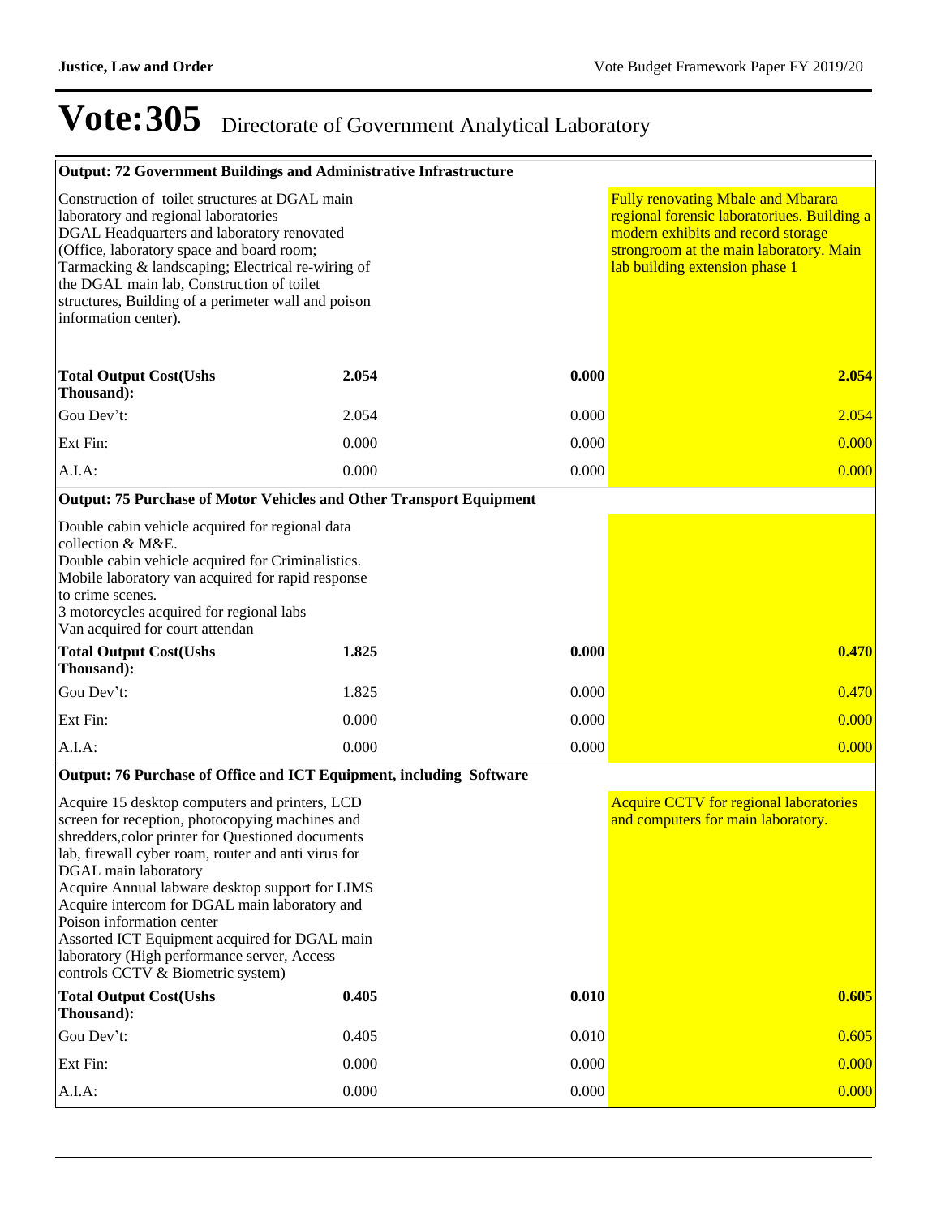# Vote:305 Directorate of Government Analytical Laboratory

| Output: 72 Government Buildings and Administrative Infrastructure | | | |
|---|---|---|---|
| Construction of toilet structures at DGAL main laboratory and regional laboratories<br>DGAL Headquarters and laboratory renovated (Office, laboratory space and board room; Tarmacking & landscaping; Electrical re-wiring of the DGAL main lab, Construction of toilet structures, Building of a perimeter wall and poison information center). | | | Fully renovating Mbale and Mbarara regional forensic laboratoriues. Building a modern exhibits and record storage strongroom at the main laboratory. Main lab building extension phase 1 |
| **Total Output Cost(Ushs Thousand):** | **2.054** | **0.000** | **2.054** |
| Gou Dev't: | 2.054 | 0.000 | 2.054 |
| Ext Fin: | 0.000 | 0.000 | 0.000 |
| A.I.A: | 0.000 | 0.000 | 0.000 |
| **Output: 75 Purchase of Motor Vehicles and Other Transport Equipment** | | | |
| Double cabin vehicle acquired for regional data collection & M&E.<br>Double cabin vehicle acquired for Criminalistics.<br>Mobile laboratory van acquired for rapid response to crime scenes.<br>3 motorcycles acquired for regional labs<br>Van acquired for court attendan | | | |
| **Total Output Cost(Ushs Thousand):** | **1.825** | **0.000** | **0.470** |
| Gou Dev't: | 1.825 | 0.000 | 0.470 |
| Ext Fin: | 0.000 | 0.000 | 0.000 |
| A.I.A: | 0.000 | 0.000 | 0.000 |
| **Output: 76 Purchase of Office and ICT Equipment, including Software** | | | |
| Acquire 15 desktop computers and printers, LCD screen for reception, photocopying machines and shredders,color printer for Questioned documents lab, firewall cyber roam, router and anti virus for DGAL main laboratory<br>Acquire Annual labware desktop support for LIMS<br>Acquire intercom for DGAL main laboratory and Poison information center<br>Assorted ICT Equipment acquired for DGAL main laboratory (High performance server, Access controls CCTV & Biometric system) | | | Acquire CCTV for regional laboratories and computers for main laboratory. |
| **Total Output Cost(Ushs Thousand):** | **0.405** | **0.010** | **0.605** |
| Gou Dev't: | 0.405 | 0.010 | 0.605 |
| Ext Fin: | 0.000 | 0.000 | 0.000 |
| A.I.A: | 0.000 | 0.000 | 0.000 |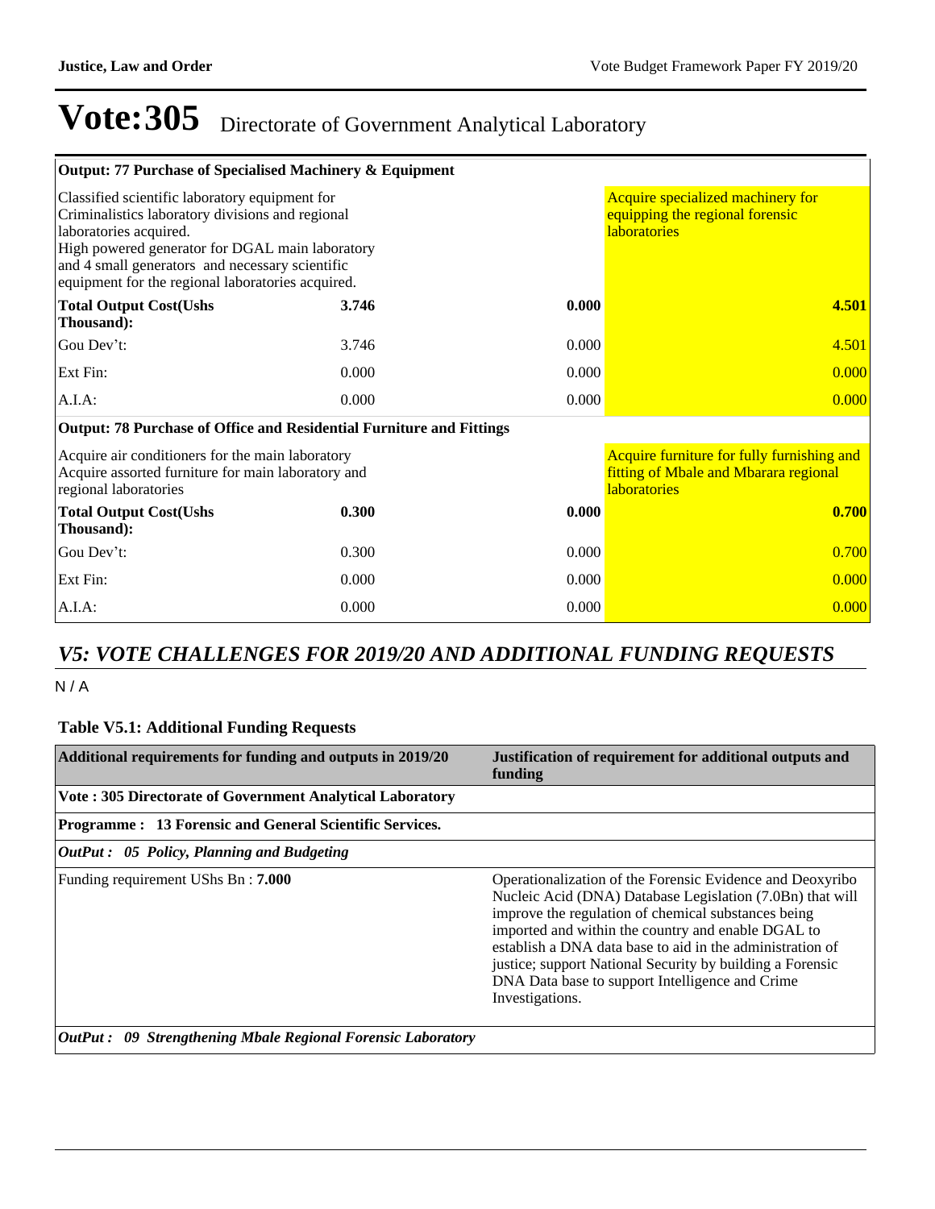# Vote:305 Directorate of Government Analytical Laboratory

| Output: 77 Purchase of Specialised Machinery & Equipment | | | |
|---|---|---|---|
| Classified scientific laboratory equipment for Criminalistics laboratory divisions and regional laboratories acquired.<br>High powered generator for DGAL main laboratory and 4 small generators and necessary scientific equipment for the regional laboratories acquired. | | | Acquire specialized machinery for equipping the regional forensic laboratories |
| **Total Output Cost(Ushs Thousand):** | **3.746** | **0.000** | **4.501** |
| Gou Dev't: | 3.746 | 0.000 | 4.501 |
| Ext Fin: | 0.000 | 0.000 | 0.000 |
| A.I.A: | 0.000 | 0.000 | 0.000 |
| **Output: 78 Purchase of Office and Residential Furniture and Fittings** | | | |
| Acquire air conditioners for the main laboratory<br>Acquire assorted furniture for main laboratory and regional laboratories | | | Acquire furniture for fully furnishing and fitting of Mbale and Mbarara regional laboratories |
| **Total Output Cost(Ushs Thousand):** | **0.300** | **0.000** | **0.700** |
| Gou Dev't: | 0.300 | 0.000 | 0.700 |
| Ext Fin: | 0.000 | 0.000 | 0.000 |
| A.I.A: | 0.000 | 0.000 | 0.000 |

## *V5: VOTE CHALLENGES FOR 2019/20 AND ADDITIONAL FUNDING REQUESTS*

N / A

### Table V5.1: Additional Funding Requests

| Additional requirements for funding and outputs in 2019/20 | Justification of requirement for additional outputs and funding |
|---|---|
| **Vote : 305 Directorate of Government Analytical Laboratory** | |
| **Programme : 13 Forensic and General Scientific Services.** | |
| ***OutPut : 05 Policy, Planning and Budgeting*** | |
| Funding requirement UShs Bn : **7.000** | Operationalization of the Forensic Evidence and Deoxyribo Nucleic Acid (DNA) Database Legislation (7.0Bn) that will improve the regulation of chemical substances being imported and within the country and enable DGAL to establish a DNA data base to aid in the administration of justice; support National Security by building a Forensic DNA Data base to support Intelligence and Crime Investigations. |
| ***OutPut : 09 Strengthening Mbale Regional Forensic Laboratory*** | |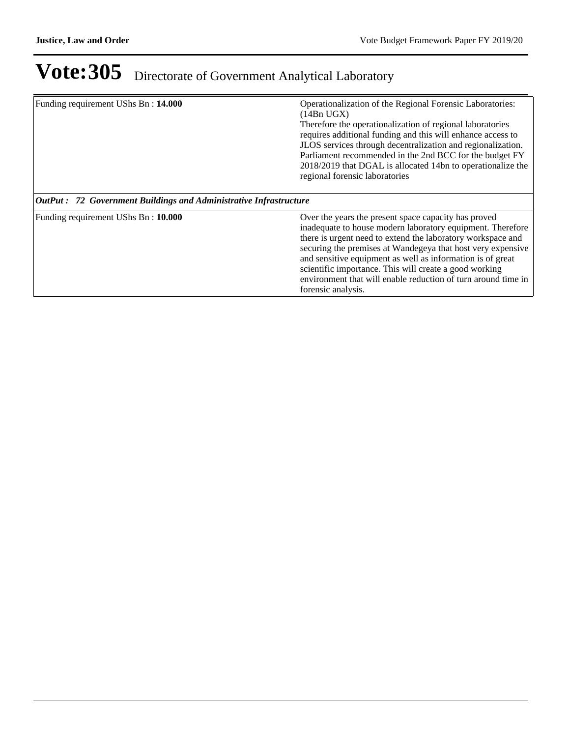# Vote:305 Directorate of Government Analytical Laboratory

| | |
|---|---|
| Funding requirement UShs Bn : **14.000** | Operationalization of the Regional Forensic Laboratories: (14Bn UGX)<br>Therefore the operationalization of regional laboratories requires additional funding and this will enhance access to JLOS services through decentralization and regionalization. Parliament recommended in the 2nd BCC for the budget FY 2018/2019 that DGAL is allocated 14bn to operationalize the regional forensic laboratories |
| ***OutPut : 72 Government Buildings and Administrative Infrastructure*** | |
| Funding requirement UShs Bn : **10.000** | Over the years the present space capacity has proved inadequate to house modern laboratory equipment. Therefore there is urgent need to extend the laboratory workspace and securing the premises at Wandegeya that host very expensive and sensitive equipment as well as information is of great scientific importance. This will create a good working environment that will enable reduction of turn around time in forensic analysis. |